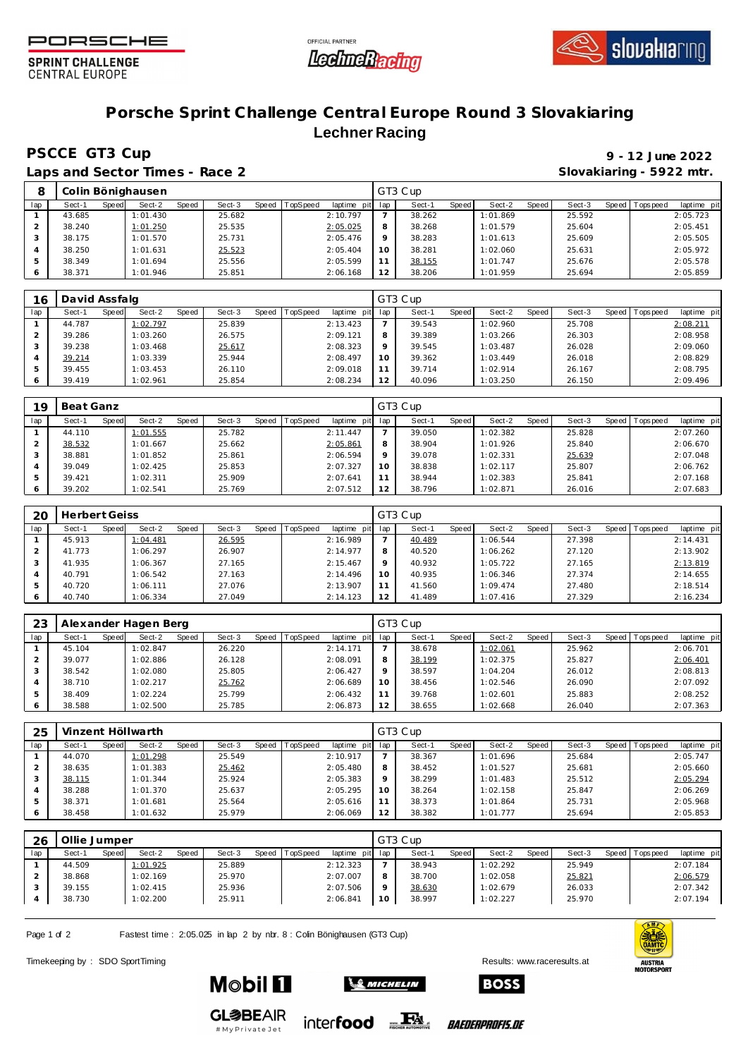# Porsche Sprint Challenge Central Europe Round 3 Slovakiaring

## Lechner Racing

**PSCCE GT3 Cup** — 9 - 12 June 2022

**Laps and Sector Times - Race 2** — Slovakiaring - 5922 mtr.

| 8 | Colin Bönighausen | | | | | | | | GT3 Cup | | | | | | | | |
|---|---|---|---|---|---|---|---|---|---|---|---|---|---|---|---|---|---|
| lap | Sect-1 | Speed | Sect-2 | Speed | Sect-3 | Speed | TopSpeed | laptime pit | lap | Sect-1 | Speed | Sect-2 | Speed | Sect-3 | Speed | Topspeed | laptime pit |
| 1 | 43.685 | | 1:01.430 | | 25.682 | | | 2:10.797 | 7 | 38.262 | | 1:01.869 | | 25.592 | | | 2:05.723 |
| 2 | 38.240 | | 1:01.250 | | 25.535 | | | 2:05.025 | 8 | 38.268 | | 1:01.579 | | 25.604 | | | 2:05.451 |
| 3 | 38.175 | | 1:01.570 | | 25.731 | | | 2:05.476 | 9 | 38.283 | | 1:01.613 | | 25.609 | | | 2:05.505 |
| 4 | 38.250 | | 1:01.631 | | 25.523 | | | 2:05.404 | 10 | 38.281 | | 1:02.060 | | 25.631 | | | 2:05.972 |
| 5 | 38.349 | | 1:01.694 | | 25.556 | | | 2:05.599 | 11 | 38.155 | | 1:01.747 | | 25.676 | | | 2:05.578 |
| 6 | 38.371 | | 1:01.946 | | 25.851 | | | 2:06.168 | 12 | 38.206 | | 1:01.959 | | 25.694 | | | 2:05.859 |

| 16 | David Assfalg | | | | | | | | GT3 Cup | | | | | | | | |
|---|---|---|---|---|---|---|---|---|---|---|---|---|---|---|---|---|---|
| lap | Sect-1 | Speed | Sect-2 | Speed | Sect-3 | Speed | TopSpeed | laptime pit | lap | Sect-1 | Speed | Sect-2 | Speed | Sect-3 | Speed | Topspeed | laptime pit |
| 1 | 44.787 | | 1:02.797 | | 25.839 | | | 2:13.423 | 7 | 39.543 | | 1:02.960 | | 25.708 | | | 2:08.211 |
| 2 | 39.286 | | 1:03.260 | | 26.575 | | | 2:09.121 | 8 | 39.389 | | 1:03.266 | | 26.303 | | | 2:08.958 |
| 3 | 39.238 | | 1:03.468 | | 25.617 | | | 2:08.323 | 9 | 39.545 | | 1:03.487 | | 26.028 | | | 2:09.060 |
| 4 | 39.214 | | 1:03.339 | | 25.944 | | | 2:08.497 | 10 | 39.362 | | 1:03.449 | | 26.018 | | | 2:08.829 |
| 5 | 39.455 | | 1:03.453 | | 26.110 | | | 2:09.018 | 11 | 39.714 | | 1:02.914 | | 26.167 | | | 2:08.795 |
| 6 | 39.419 | | 1:02.961 | | 25.854 | | | 2:08.234 | 12 | 40.096 | | 1:03.250 | | 26.150 | | | 2:09.496 |

| 19 | Beat Ganz | | | | | | | | GT3 Cup | | | | | | | | |
|---|---|---|---|---|---|---|---|---|---|---|---|---|---|---|---|---|---|
| lap | Sect-1 | Speed | Sect-2 | Speed | Sect-3 | Speed | TopSpeed | laptime pit | lap | Sect-1 | Speed | Sect-2 | Speed | Sect-3 | Speed | Topspeed | laptime pit |
| 1 | 44.110 | | 1:01.555 | | 25.782 | | | 2:11.447 | 7 | 39.050 | | 1:02.382 | | 25.828 | | | 2:07.260 |
| 2 | 38.532 | | 1:01.667 | | 25.662 | | | 2:05.861 | 8 | 38.904 | | 1:01.926 | | 25.840 | | | 2:06.670 |
| 3 | 38.881 | | 1:01.852 | | 25.861 | | | 2:06.594 | 9 | 39.078 | | 1:02.331 | | 25.639 | | | 2:07.048 |
| 4 | 39.049 | | 1:02.425 | | 25.853 | | | 2:07.327 | 10 | 38.838 | | 1:02.117 | | 25.807 | | | 2:06.762 |
| 5 | 39.421 | | 1:02.311 | | 25.909 | | | 2:07.641 | 11 | 38.944 | | 1:02.383 | | 25.841 | | | 2:07.168 |
| 6 | 39.202 | | 1:02.541 | | 25.769 | | | 2:07.512 | 12 | 38.796 | | 1:02.871 | | 26.016 | | | 2:07.683 |

| 20 | Herbert Geiss | | | | | | | | GT3 Cup | | | | | | | | |
|---|---|---|---|---|---|---|---|---|---|---|---|---|---|---|---|---|---|
| lap | Sect-1 | Speed | Sect-2 | Speed | Sect-3 | Speed | TopSpeed | laptime pit | lap | Sect-1 | Speed | Sect-2 | Speed | Sect-3 | Speed | Topspeed | laptime pit |
| 1 | 45.913 | | 1:04.481 | | 26.595 | | | 2:16.989 | 7 | 40.489 | | 1:06.544 | | 27.398 | | | 2:14.431 |
| 2 | 41.773 | | 1:06.297 | | 26.907 | | | 2:14.977 | 8 | 40.520 | | 1:06.262 | | 27.120 | | | 2:13.902 |
| 3 | 41.935 | | 1:06.367 | | 27.165 | | | 2:15.467 | 9 | 40.932 | | 1:05.722 | | 27.165 | | | 2:13.819 |
| 4 | 40.791 | | 1:06.542 | | 27.163 | | | 2:14.496 | 10 | 40.935 | | 1:06.346 | | 27.374 | | | 2:14.655 |
| 5 | 40.720 | | 1:06.111 | | 27.076 | | | 2:13.907 | 11 | 41.560 | | 1:09.474 | | 27.480 | | | 2:18.514 |
| 6 | 40.740 | | 1:06.334 | | 27.049 | | | 2:14.123 | 12 | 41.489 | | 1:07.416 | | 27.329 | | | 2:16.234 |

| 23 | Alexander Hagen Berg | | | | | | | | GT3 Cup | | | | | | | | |
|---|---|---|---|---|---|---|---|---|---|---|---|---|---|---|---|---|---|
| lap | Sect-1 | Speed | Sect-2 | Speed | Sect-3 | Speed | TopSpeed | laptime pit | lap | Sect-1 | Speed | Sect-2 | Speed | Sect-3 | Speed | Topspeed | laptime pit |
| 1 | 45.104 | | 1:02.847 | | 26.220 | | | 2:14.171 | 7 | 38.678 | | 1:02.061 | | 25.962 | | | 2:06.701 |
| 2 | 39.077 | | 1:02.886 | | 26.128 | | | 2:08.091 | 8 | 38.199 | | 1:02.375 | | 25.827 | | | 2:06.401 |
| 3 | 38.542 | | 1:02.080 | | 25.805 | | | 2:06.427 | 9 | 38.597 | | 1:04.204 | | 26.012 | | | 2:08.813 |
| 4 | 38.710 | | 1:02.217 | | 25.762 | | | 2:06.689 | 10 | 38.456 | | 1:02.546 | | 26.090 | | | 2:07.092 |
| 5 | 38.409 | | 1:02.224 | | 25.799 | | | 2:06.432 | 11 | 39.768 | | 1:02.601 | | 25.883 | | | 2:08.252 |
| 6 | 38.588 | | 1:02.500 | | 25.785 | | | 2:06.873 | 12 | 38.655 | | 1:02.668 | | 26.040 | | | 2:07.363 |

| 25 | Vinzent Höllwarth | | | | | | | | GT3 Cup | | | | | | | | |
|---|---|---|---|---|---|---|---|---|---|---|---|---|---|---|---|---|---|
| lap | Sect-1 | Speed | Sect-2 | Speed | Sect-3 | Speed | TopSpeed | laptime pit | lap | Sect-1 | Speed | Sect-2 | Speed | Sect-3 | Speed | Topspeed | laptime pit |
| 1 | 44.070 | | 1:01.298 | | 25.549 | | | 2:10.917 | 7 | 38.367 | | 1:01.696 | | 25.684 | | | 2:05.747 |
| 2 | 38.635 | | 1:01.383 | | 25.462 | | | 2:05.480 | 8 | 38.452 | | 1:01.527 | | 25.681 | | | 2:05.660 |
| 3 | 38.115 | | 1:01.344 | | 25.924 | | | 2:05.383 | 9 | 38.299 | | 1:01.483 | | 25.512 | | | 2:05.294 |
| 4 | 38.288 | | 1:01.370 | | 25.637 | | | 2:05.295 | 10 | 38.264 | | 1:02.158 | | 25.847 | | | 2:06.269 |
| 5 | 38.371 | | 1:01.681 | | 25.564 | | | 2:05.616 | 11 | 38.373 | | 1:01.864 | | 25.731 | | | 2:05.968 |
| 6 | 38.458 | | 1:01.632 | | 25.979 | | | 2:06.069 | 12 | 38.382 | | 1:01.777 | | 25.694 | | | 2:05.853 |

| 26 | Ollie Jumper | | | | | | | | GT3 Cup | | | | | | | | |
|---|---|---|---|---|---|---|---|---|---|---|---|---|---|---|---|---|---|
| lap | Sect-1 | Speed | Sect-2 | Speed | Sect-3 | Speed | TopSpeed | laptime pit | lap | Sect-1 | Speed | Sect-2 | Speed | Sect-3 | Speed | Topspeed | laptime pit |
| 1 | 44.509 | | 1:01.925 | | 25.889 | | | 2:12.323 | 7 | 38.943 | | 1:02.292 | | 25.949 | | | 2:07.184 |
| 2 | 38.868 | | 1:02.169 | | 25.970 | | | 2:07.007 | 8 | 38.700 | | 1:02.058 | | 25.821 | | | 2:06.579 |
| 3 | 39.155 | | 1:02.415 | | 25.936 | | | 2:07.506 | 9 | 38.630 | | 1:02.679 | | 26.033 | | | 2:07.342 |
| 4 | 38.730 | | 1:02.200 | | 25.911 | | | 2:06.841 | 10 | 38.997 | | 1:02.227 | | 25.970 | | | 2:07.194 |

Fastest time : 2:05.025 in lap 2 by nbr. 8 : Colin Bönighausen (GT3 Cup)

Timekeeping by : SDO SportTiming

Results: www.raceresults.at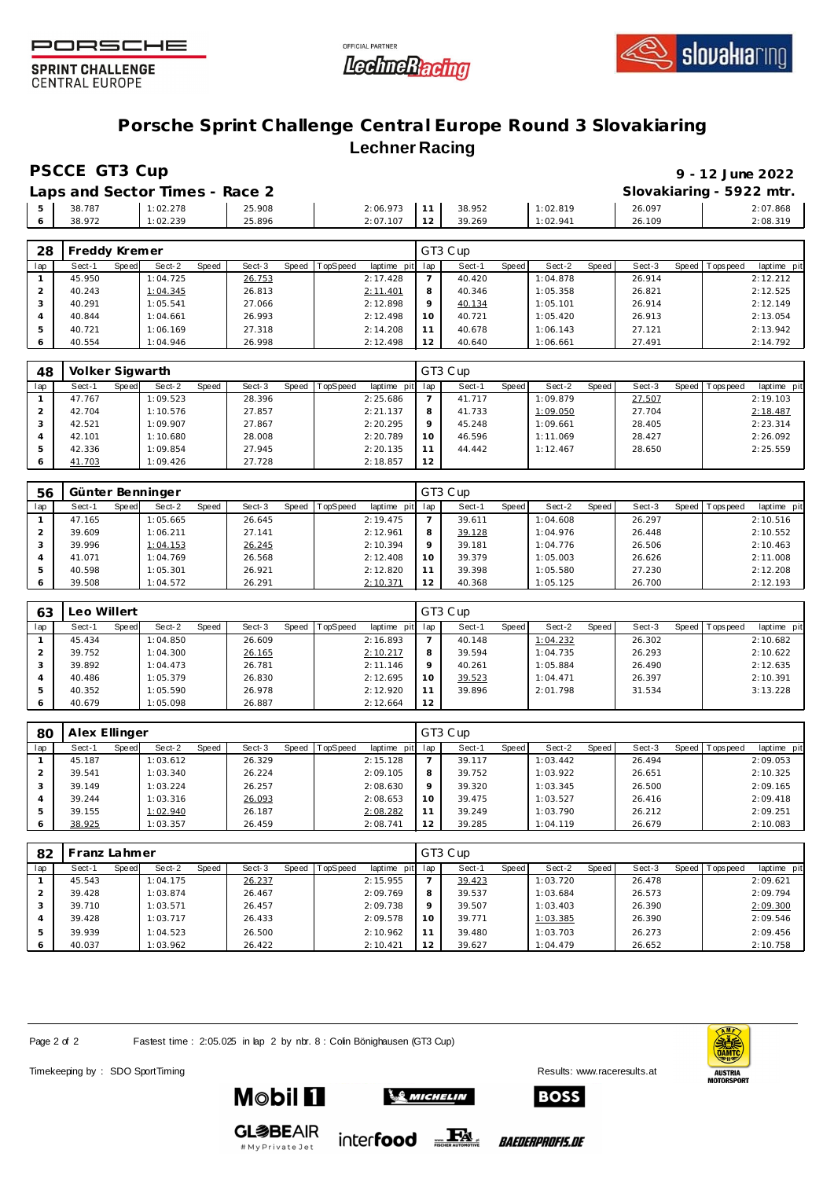# Porsche Sprint Challenge Central Europe Round 3 Slovakiaring

## Lechner Racing

## PSCCE GT3 Cup

9 - 12 June 2022

### Laps and Sector Times - Race 2

Slovakiaring - 5922 mtr.

| | | | | | | | | | | | |
|---|---|---|---|---|---|---|---|---|---|---|---|
| 5 | 38.787 | 1:02.278 | 25.908 | 2:06.973 | 11 | 38.952 | 1:02.819 | 26.097 | 2:07.868 |
| 6 | 38.972 | 1:02.239 | 25.896 | 2:07.107 | 12 | 39.269 | 1:02.941 | 26.109 | 2:08.319 |

**28 Freddy Kremer** — GT3 Cup

| lap | Sect-1 | Speed | Sect-2 | Speed | Sect-3 | Speed | TopSpeed | laptime pit | lap | Sect-1 | Speed | Sect-2 | Speed | Sect-3 | Speed | Topspeed | laptime pit |
|---|---|---|---|---|---|---|---|---|---|---|---|---|---|---|---|---|---|
| 1 | 45.950 | | 1:04.725 | | 26.753 | | | 2:17.428 | 7 | 40.420 | | 1:04.878 | | 26.914 | | | 2:12.212 |
| 2 | 40.243 | | 1:04.345 | | 26.813 | | | 2:11.401 | 8 | 40.346 | | 1:05.358 | | 26.821 | | | 2:12.525 |
| 3 | 40.291 | | 1:05.541 | | 27.066 | | | 2:12.898 | 9 | 40.134 | | 1:05.101 | | 26.914 | | | 2:12.149 |
| 4 | 40.844 | | 1:04.661 | | 26.993 | | | 2:12.498 | 10 | 40.721 | | 1:05.420 | | 26.913 | | | 2:13.054 |
| 5 | 40.721 | | 1:06.169 | | 27.318 | | | 2:14.208 | 11 | 40.678 | | 1:06.143 | | 27.121 | | | 2:13.942 |
| 6 | 40.554 | | 1:04.946 | | 26.998 | | | 2:12.498 | 12 | 40.640 | | 1:06.661 | | 27.491 | | | 2:14.792 |

**48 Volker Sigwarth** — GT3 Cup

| lap | Sect-1 | Speed | Sect-2 | Speed | Sect-3 | Speed | TopSpeed | laptime pit | lap | Sect-1 | Speed | Sect-2 | Speed | Sect-3 | Speed | Topspeed | laptime pit |
|---|---|---|---|---|---|---|---|---|---|---|---|---|---|---|---|---|---|
| 1 | 47.767 | | 1:09.523 | | 28.396 | | | 2:25.686 | 7 | 41.717 | | 1:09.879 | | 27.507 | | | 2:19.103 |
| 2 | 42.704 | | 1:10.576 | | 27.857 | | | 2:21.137 | 8 | 41.733 | | 1:09.050 | | 27.704 | | | 2:18.487 |
| 3 | 42.521 | | 1:09.907 | | 27.867 | | | 2:20.295 | 9 | 45.248 | | 1:09.661 | | 28.405 | | | 2:23.314 |
| 4 | 42.101 | | 1:10.680 | | 28.008 | | | 2:20.789 | 10 | 46.596 | | 1:11.069 | | 28.427 | | | 2:26.092 |
| 5 | 42.336 | | 1:09.854 | | 27.945 | | | 2:20.135 | 11 | 44.442 | | 1:12.467 | | 28.650 | | | 2:25.559 |
| 6 | 41.703 | | 1:09.426 | | 27.728 | | | 2:18.857 | 12 | | | | | | | | |

**56 Günter Benninger** — GT3 Cup

| lap | Sect-1 | Speed | Sect-2 | Speed | Sect-3 | Speed | TopSpeed | laptime pit | lap | Sect-1 | Speed | Sect-2 | Speed | Sect-3 | Speed | Topspeed | laptime pit |
|---|---|---|---|---|---|---|---|---|---|---|---|---|---|---|---|---|---|
| 1 | 47.165 | | 1:05.665 | | 26.645 | | | 2:19.475 | 7 | 39.611 | | 1:04.608 | | 26.297 | | | 2:10.516 |
| 2 | 39.609 | | 1:06.211 | | 27.141 | | | 2:12.961 | 8 | 39.128 | | 1:04.976 | | 26.448 | | | 2:10.552 |
| 3 | 39.996 | | 1:04.153 | | 26.245 | | | 2:10.394 | 9 | 39.181 | | 1:04.776 | | 26.506 | | | 2:10.463 |
| 4 | 41.071 | | 1:04.769 | | 26.568 | | | 2:12.408 | 10 | 39.379 | | 1:05.003 | | 26.626 | | | 2:11.008 |
| 5 | 40.598 | | 1:05.301 | | 26.921 | | | 2:12.820 | 11 | 39.398 | | 1:05.580 | | 27.230 | | | 2:12.208 |
| 6 | 39.508 | | 1:04.572 | | 26.291 | | | 2:10.371 | 12 | 40.368 | | 1:05.125 | | 26.700 | | | 2:12.193 |

**63 Leo Willert** — GT3 Cup

| lap | Sect-1 | Speed | Sect-2 | Speed | Sect-3 | Speed | TopSpeed | laptime pit | lap | Sect-1 | Speed | Sect-2 | Speed | Sect-3 | Speed | Topspeed | laptime pit |
|---|---|---|---|---|---|---|---|---|---|---|---|---|---|---|---|---|---|
| 1 | 45.434 | | 1:04.850 | | 26.609 | | | 2:16.893 | 7 | 40.148 | | 1:04.232 | | 26.302 | | | 2:10.682 |
| 2 | 39.752 | | 1:04.300 | | 26.165 | | | 2:10.217 | 8 | 39.594 | | 1:04.735 | | 26.293 | | | 2:10.622 |
| 3 | 39.892 | | 1:04.473 | | 26.781 | | | 2:11.146 | 9 | 40.261 | | 1:05.884 | | 26.490 | | | 2:12.635 |
| 4 | 40.486 | | 1:05.379 | | 26.830 | | | 2:12.695 | 10 | 39.523 | | 1:04.471 | | 26.397 | | | 2:10.391 |
| 5 | 40.352 | | 1:05.590 | | 26.978 | | | 2:12.920 | 11 | 39.896 | | 2:01.798 | | 31.534 | | | 3:13.228 |
| 6 | 40.679 | | 1:05.098 | | 26.887 | | | 2:12.664 | 12 | | | | | | | | |

**80 Alex Ellinger** — GT3 Cup

| lap | Sect-1 | Speed | Sect-2 | Speed | Sect-3 | Speed | TopSpeed | laptime pit | lap | Sect-1 | Speed | Sect-2 | Speed | Sect-3 | Speed | Topspeed | laptime pit |
|---|---|---|---|---|---|---|---|---|---|---|---|---|---|---|---|---|---|
| 1 | 45.187 | | 1:03.612 | | 26.329 | | | 2:15.128 | 7 | 39.117 | | 1:03.442 | | 26.494 | | | 2:09.053 |
| 2 | 39.541 | | 1:03.340 | | 26.224 | | | 2:09.105 | 8 | 39.752 | | 1:03.922 | | 26.651 | | | 2:10.325 |
| 3 | 39.149 | | 1:03.224 | | 26.257 | | | 2:08.630 | 9 | 39.320 | | 1:03.345 | | 26.500 | | | 2:09.165 |
| 4 | 39.244 | | 1:03.316 | | 26.093 | | | 2:08.653 | 10 | 39.475 | | 1:03.527 | | 26.416 | | | 2:09.418 |
| 5 | 39.155 | | 1:02.940 | | 26.187 | | | 2:08.282 | 11 | 39.249 | | 1:03.790 | | 26.212 | | | 2:09.251 |
| 6 | 38.925 | | 1:03.357 | | 26.459 | | | 2:08.741 | 12 | 39.285 | | 1:04.119 | | 26.679 | | | 2:10.083 |

**82 Franz Lahmer** — GT3 Cup

| lap | Sect-1 | Speed | Sect-2 | Speed | Sect-3 | Speed | TopSpeed | laptime pit | lap | Sect-1 | Speed | Sect-2 | Speed | Sect-3 | Speed | Topspeed | laptime pit |
|---|---|---|---|---|---|---|---|---|---|---|---|---|---|---|---|---|---|
| 1 | 45.543 | | 1:04.175 | | 26.237 | | | 2:15.955 | 7 | 39.423 | | 1:03.720 | | 26.478 | | | 2:09.621 |
| 2 | 39.428 | | 1:03.874 | | 26.467 | | | 2:09.769 | 8 | 39.537 | | 1:03.684 | | 26.573 | | | 2:09.794 |
| 3 | 39.710 | | 1:03.571 | | 26.457 | | | 2:09.738 | 9 | 39.507 | | 1:03.403 | | 26.390 | | | 2:09.300 |
| 4 | 39.428 | | 1:03.717 | | 26.433 | | | 2:09.578 | 10 | 39.771 | | 1:03.385 | | 26.390 | | | 2:09.546 |
| 5 | 39.939 | | 1:04.523 | | 26.500 | | | 2:10.962 | 11 | 39.480 | | 1:03.703 | | 26.273 | | | 2:09.456 |
| 6 | 40.037 | | 1:03.962 | | 26.422 | | | 2:10.421 | 12 | 39.627 | | 1:04.479 | | 26.652 | | | 2:10.758 |

Fastest time : 2:05.025 in lap 2 by nbr. 8 : Colin Bönighausen (GT3 Cup)

Timekeeping by : SDO SportTiming

Results: www.raceresults.at